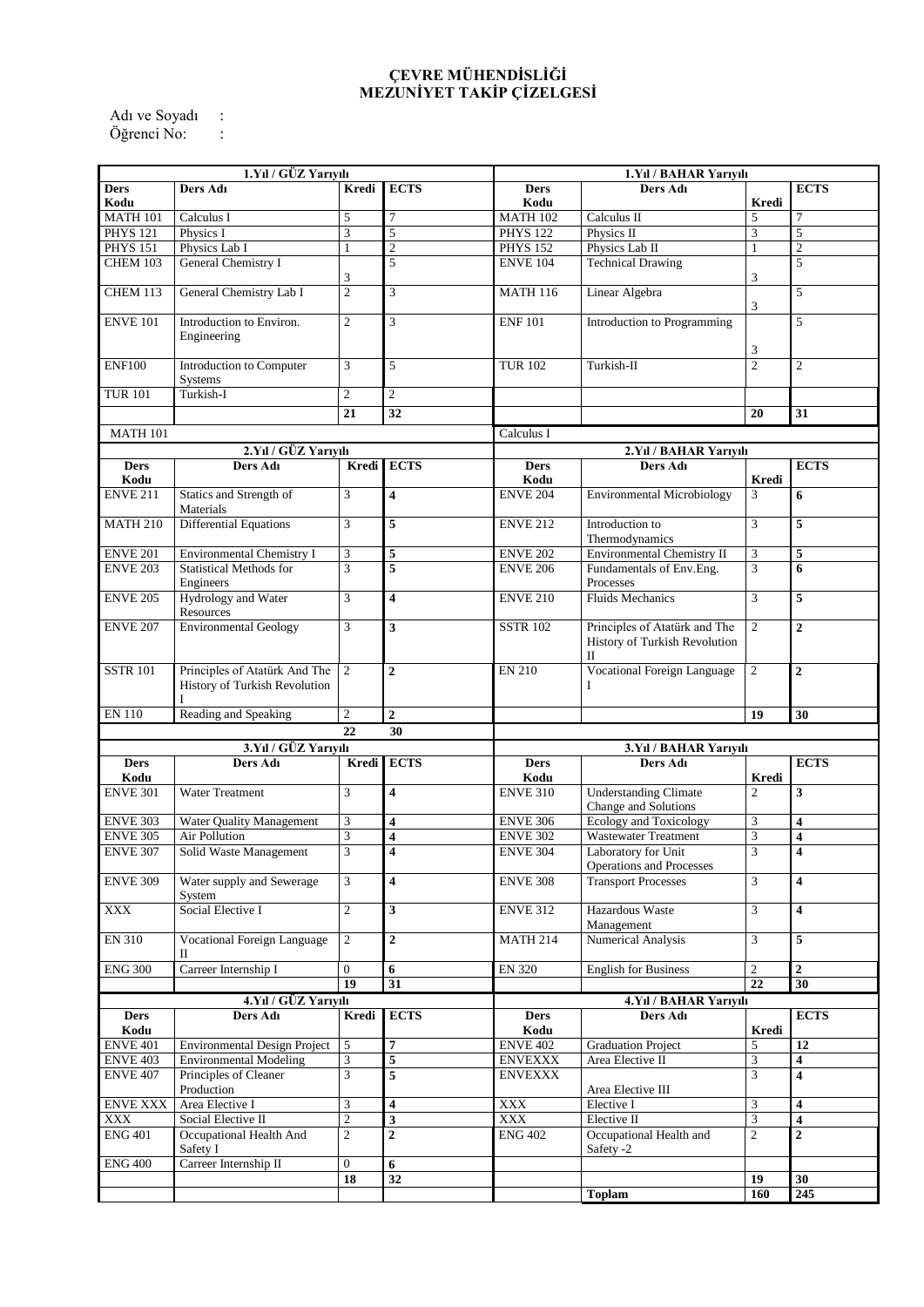# ÇEVRE MÜHENDİSLİĞİ
# MEZUNİYET TAKİP ÇİZELGESİ

Adı ve Soyadı :
Öğrenci No: :

| 1.Yıl / GÜZ Yarıyılı | | | | 1.Yıl / BAHAR Yarıyılı | | | |
|---|---|---|---|---|---|---|---|
| **Ders Kodu** | **Ders Adı** | **Kredi** | **ECTS** | **Ders Kodu** | **Ders Adı** | **Kredi** | **ECTS** |
| MATH 101 | Calculus I | 5 | 7 | MATH 102 | Calculus II | 5 | 7 |
| PHYS 121 | Physics I | 3 | 5 | PHYS 122 | Physics II | 3 | 5 |
| PHYS 151 | Physics Lab I | 1 | 2 | PHYS 152 | Physics Lab II | 1 | 2 |
| CHEM 103 | General Chemistry I | 3 | 5 | ENVE 104 | Technical Drawing | 3 | 5 |
| CHEM 113 | General Chemistry Lab I | 2 | 3 | MATH 116 | Linear Algebra | 3 | 5 |
| ENVE 101 | Introduction to Environ. Engineering | 2 | 3 | ENF 101 | Introduction to Programming | 3 | 5 |
| ENF100 | Introduction to Computer Systems | 3 | 5 | TUR 102 | Turkish-II | 2 | 2 |
| TUR 101 | Turkish-I | 2 | 2 | | | | |
| | | **21** | **32** | | | **20** | **31** |
| MATH 101 | | | | Calculus I | | | |
| **2.Yıl / GÜZ Yarıyılı** | | | | **2.Yıl / BAHAR Yarıyılı** | | | |
| **Ders Kodu** | **Ders Adı** | **Kredi** | **ECTS** | **Ders Kodu** | **Ders Adı** | **Kredi** | **ECTS** |
| ENVE 211 | Statics and Strength of Materials | 3 | **4** | ENVE 204 | Environmental Microbiology | 3 | **6** |
| MATH 210 | Differential Equations | 3 | **5** | ENVE 212 | Introduction to Thermodynamics | 3 | **5** |
| ENVE 201 | Environmental Chemistry I | 3 | **5** | ENVE 202 | Environmental Chemistry II | 3 | **5** |
| ENVE 203 | Statistical Methods for Engineers | 3 | **5** | ENVE 206 | Fundamentals of Env.Eng. Processes | 3 | **6** |
| ENVE 205 | Hydrology and Water Resources | 3 | **4** | ENVE 210 | Fluids Mechanics | 3 | **5** |
| ENVE 207 | Environmental Geology | 3 | **3** | SSTR 102 | Principles of Atatürk and The History of Turkish Revolution II | 2 | **2** |
| SSTR 101 | Principles of Atatürk And The History of Turkish Revolution I | 2 | **2** | EN 210 | Vocational Foreign Language I | 2 | **2** |
| EN 110 | Reading and Speaking | 2 | **2** | | | **19** | **30** |
| | | **22** | **30** | | | | |
| **3.Yıl / GÜZ Yarıyılı** | | | | **3.Yıl / BAHAR Yarıyılı** | | | |
| **Ders Kodu** | **Ders Adı** | **Kredi** | **ECTS** | **Ders Kodu** | **Ders Adı** | **Kredi** | **ECTS** |
| ENVE 301 | Water Treatment | 3 | **4** | ENVE 310 | Understanding Climate Change and Solutions | 2 | **3** |
| ENVE 303 | Water Quality Management | 3 | **4** | ENVE 306 | Ecology and Toxicology | 3 | **4** |
| ENVE 305 | Air Pollution | 3 | **4** | ENVE 302 | Wastewater Treatment | 3 | **4** |
| ENVE 307 | Solid Waste Management | 3 | **4** | ENVE 304 | Laboratory for Unit Operations and Processes | 3 | **4** |
| ENVE 309 | Water supply and Sewerage System | 3 | **4** | ENVE 308 | Transport Processes | 3 | **4** |
| XXX | Social Elective I | 2 | **3** | ENVE 312 | Hazardous Waste Management | 3 | **4** |
| EN 310 | Vocational Foreign Language II | 2 | **2** | MATH 214 | Numerical Analysis | 3 | **5** |
| ENG 300 | Carreer Internship I | 0 | **6** | EN 320 | English for Business | 2 | **2** |
| | | **19** | **31** | | | **22** | **30** |
| **4.Yıl / GÜZ Yarıyılı** | | | | **4.Yıl / BAHAR Yarıyılı** | | | |
| **Ders Kodu** | **Ders Adı** | **Kredi** | **ECTS** | **Ders Kodu** | **Ders Adı** | **Kredi** | **ECTS** |
| ENVE 401 | Environmental Design Project | 5 | **7** | ENVE 402 | Graduation Project | 5 | **12** |
| ENVE 403 | Environmental Modeling | 3 | **5** | ENVEXXX | Area Elective II | 3 | **4** |
| ENVE 407 | Principles of Cleaner Production | 3 | **5** | ENVEXXX | Area Elective III | 3 | **4** |
| ENVE XXX | Area Elective I | 3 | **4** | XXX | Elective I | 3 | **4** |
| XXX | Social Elective II | 2 | **3** | XXX | Elective II | 3 | **4** |
| ENG 401 | Occupational Health And Safety I | 2 | **2** | ENG 402 | Occupational Health and Safety -2 | 2 | **2** |
| ENG 400 | Carreer Internship II | 0 | **6** | | | | |
| | | **18** | **32** | | | **19** | **30** |
| | | | | | **Toplam** | **160** | **245** |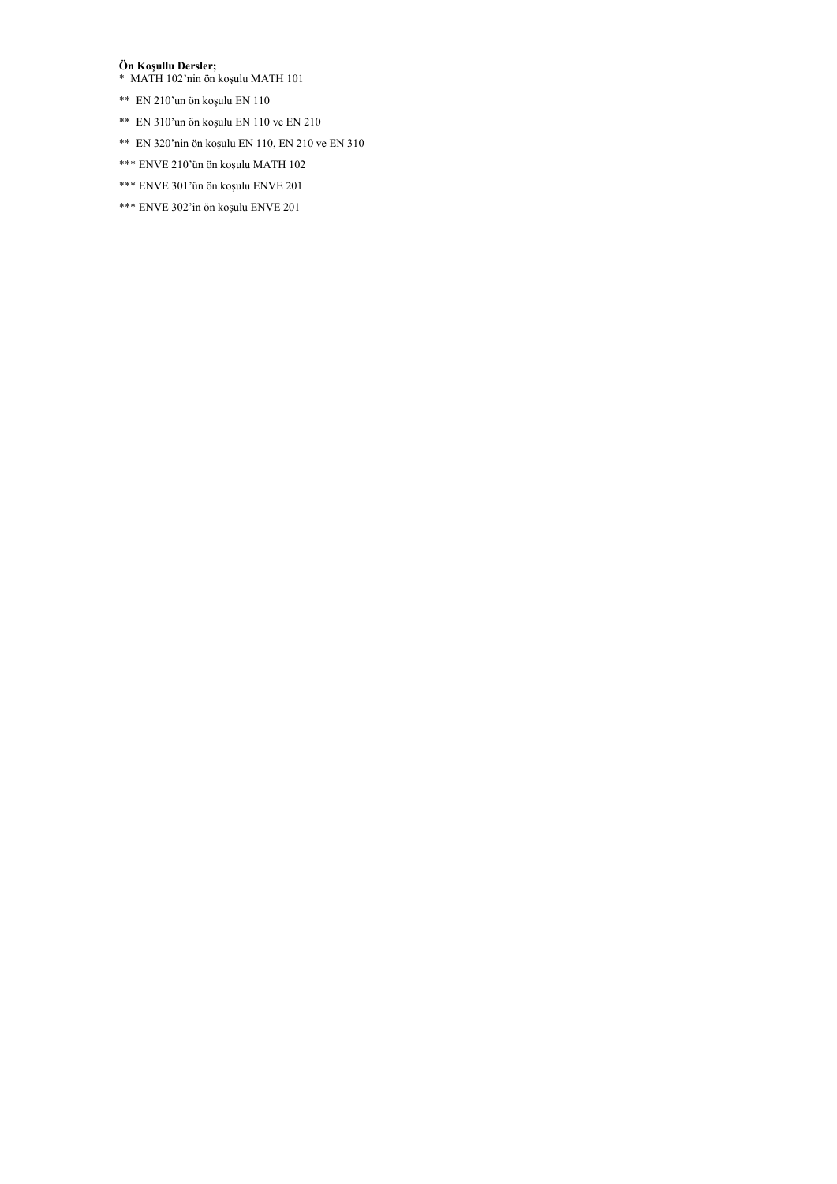**Ön Koşullu Dersler;**

*  MATH 102'nin ön koşulu MATH 101

**  EN 210'un ön koşulu EN 110

**  EN 310'un ön koşulu EN 110 ve EN 210

**  EN 320'nin ön koşulu EN 110, EN 210 ve EN 310

*** ENVE 210'ün ön koşulu MATH 102

*** ENVE 301'ün ön koşulu ENVE 201

*** ENVE 302'in ön koşulu ENVE 201